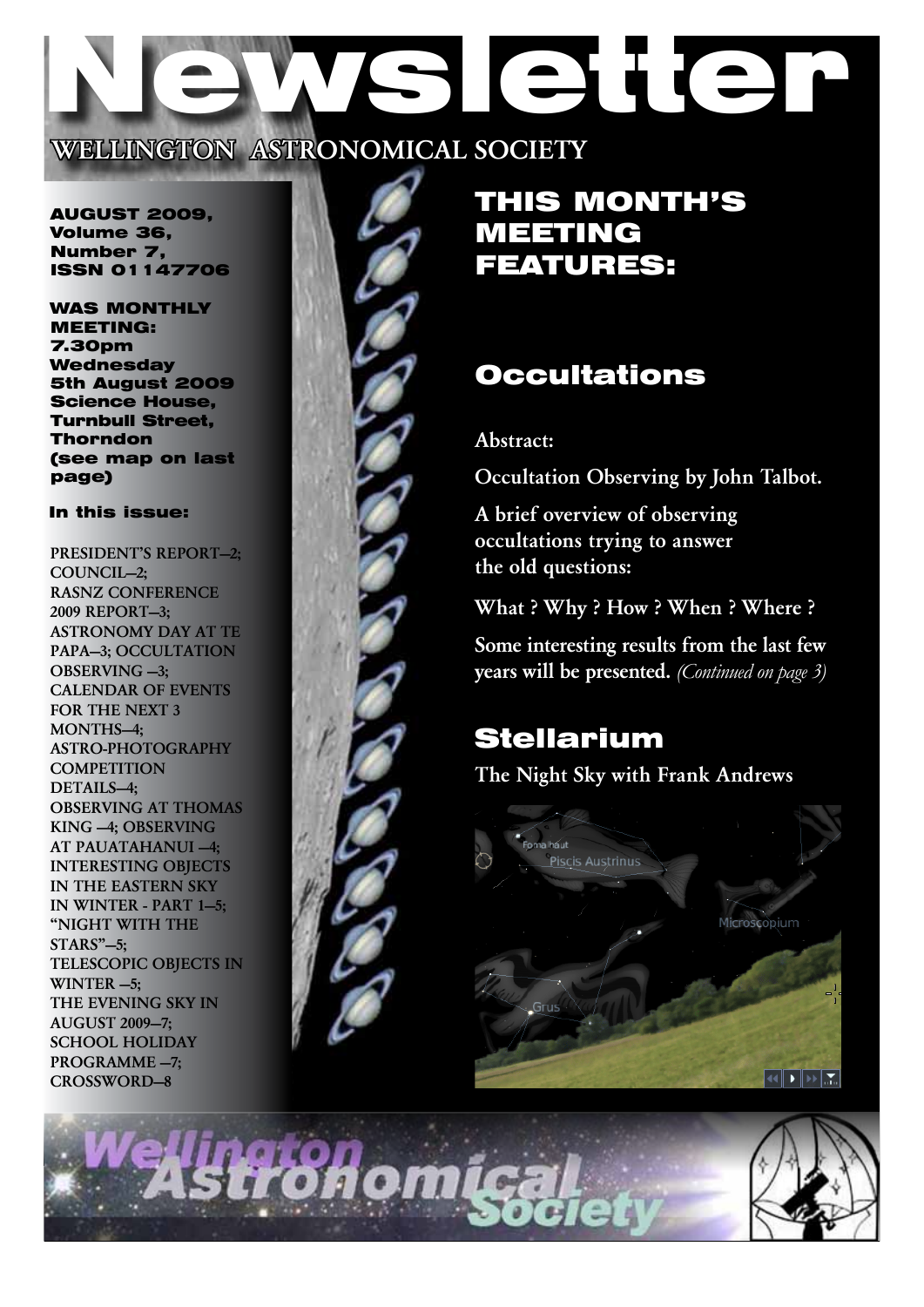# Newsletter

## WELLINGTON ASTRONOMICAL SOCIETY

**AUGUST 2009, Volume 36, Number 7, ISSN 01147706**

**WAS MONTHLY MEETING: 7.30pm Wednesday 5th August 2009 Science House, Turnbull Street, Thorndon (see map on last page)**

**In this issue:**

PRESIDENT'S REPORT–2; COUNCIL–2; RASNZ CONFERENCE 2009 REPORT–3; ASTRONOMY DAY AT TE PAPA–3; OCCULTATION OBSERVING –3; CALENDAR OF EVENTS FOR THE NEXT 3 MONTHS–4; ASTRO-PHOTOGRAPHY COMPETITION DETAILS–4; OBSERVING AT THOMAS KING –4; OBSERVING AT PAUATAHANUI –4; INTERESTING OBJECTS IN THE EASTERN SKY IN WINTER - PART 1–5; "NIGHT WITH THE STARS"–5; TELESCOPIC OBJECTS IN WINTER –5; THE EVENING SKY IN AUGUST 2009–7; SCHOOL HOLIDAY PROGRAMME –7; CROSSWORD–8

# THIS MONTH'S MEETING FEATURES:

## Occultations

**Abstract:**

**Occultation Observing by John Talbot.**

**A brief overview of observing occultations trying to answer the old questions:**

**What ? Why ? How ? When ? Where ?**

**Some interesting results from the last few years will be presented.** *(Continued on page 3)*

## Stellarium

**The Night Sky with Frank Andrews**

Wellington Astronomical Society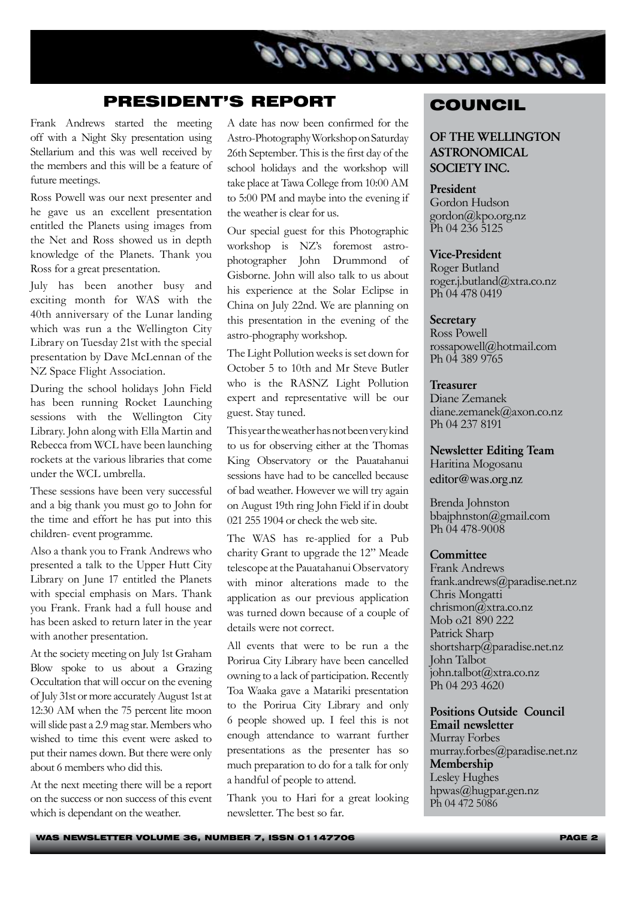## PRESIDENT'S REPORT

Frank Andrews started the meeting off with a Night Sky presentation using Stellarium and this was well received by the members and this will be a feature of future meetings.

Ross Powell was our next presenter and he gave us an excellent presentation entitled the Planets using images from the Net and Ross showed us in depth knowledge of the Planets. Thank you Ross for a great presentation.

July has been another busy and exciting month for WAS with the 40th anniversary of the Lunar landing which was run a the Wellington City Library on Tuesday 21st with the special presentation by Dave McLennan of the NZ Space Flight Association.

During the school holidays John Field has been running Rocket Launching sessions with the Wellington City Library. John along with Ella Martin and Rebecca from WCL have been launching rockets at the various libraries that come under the WCL umbrella.

These sessions have been very successful and a big thank you must go to John for the time and effort he has put into this children- event programme.

Also a thank you to Frank Andrews who presented a talk to the Upper Hutt City Library on June 17 entitled the Planets with special emphasis on Mars. Thank you Frank. Frank had a full house and has been asked to return later in the year with another presentation.

At the society meeting on July 1st Graham Blow spoke to us about a Grazing Occultation that will occur on the evening of July 31st or more accurately August 1st at 12:30 AM when the 75 percent lite moon will slide past a 2.9 mag star. Members who wished to time this event were asked to put their names down. But there were only about 6 members who did this.

At the next meeting there will be a report on the success or non success of this event which is dependant on the weather.

A date has now been confirmed for the Astro-Photography Workshop on Saturday 26th September. This is the first day of the school holidays and the workshop will take place at Tawa College from 10:00 AM to 5:00 PM and maybe into the evening if the weather is clear for us.

Our special guest for this Photographic workshop is NZ's foremost astro-photographer John Drummond of Gisborne. John will also talk to us about his experience at the Solar Eclipse in China on July 22nd. We are planning on this presentation in the evening of the astro-phography workshop.

The Light Pollution weeks is set down for October 5 to 10th and Mr Steve Butler who is the RASNZ Light Pollution expert and representative will be our guest. Stay tuned.

This year the weather has not been very kind to us for observing either at the Thomas King Observatory or the Pauatahanui sessions have had to be cancelled because of bad weather. However we will try again on August 19th ring John Field if in doubt 021 255 1904 or check the web site.

The WAS has re-applied for a Pub charity Grant to upgrade the 12" Meade telescope at the Pauatahanui Observatory with minor alterations made to the application as our previous application was turned down because of a couple of details were not correct.

All events that were to be run a the Porirua City Library have been cancelled owning to a lack of participation. Recently Toa Waaka gave a Matariki presentation to the Porirua City Library and only 6 people showed up. I feel this is not enough attendance to warrant further presentations as the presenter has so much preparation to do for a talk for only a handful of people to attend.

Thank you to Hari for a great looking newsletter. The best so far.

## COUNCIL

### OF THE WELLINGTON ASTRONOMICAL SOCIETY INC.

**President**
Gordon Hudson
gordon@kpo.org.nz
Ph 04 236 5125

**Vice-President**
Roger Butland
roger.j.butland@xtra.co.nz
Ph 04 478 0419

**Secretary**
Ross Powell
rossapowell@hotmail.com
Ph 04 389 9765

**Treasurer**
Diane Zemanek
diane.zemanek@axon.co.nz
Ph 04 237 8191

**Newsletter Editing Team**
Haritina Mogosanu
editor@was.org.nz

Brenda Johnston
bbajphnston@gmail.com
Ph 04 478-9008

**Committee**
Frank Andrews
frank.andrews@paradise.net.nz
Chris Mongatti
chrismon@xtra.co.nz
Mob o21 890 222
Patrick Sharp
shortsharp@paradise.net.nz
John Talbot
john.talbot@xtra.co.nz
Ph 04 293 4620

**Positions Outside Council**
**Email newsletter**
Murray Forbes
murray.forbes@paradise.net.nz
**Membership**
Lesley Hughes
hpwas@hugpar.gen.nz
Ph 04 472 5086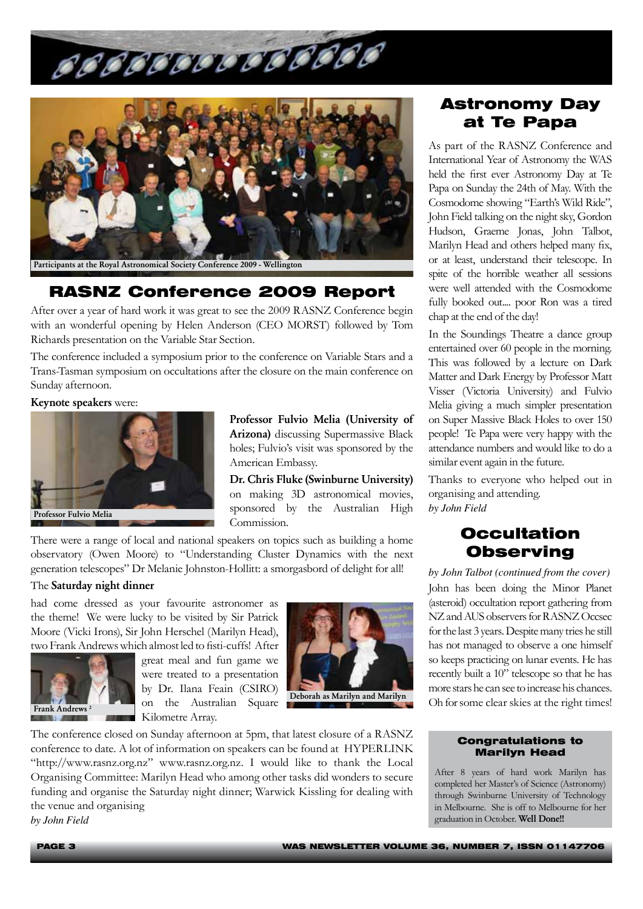Participants at the Royal Astronomical Society Conference 2009 - Wellington

## RASNZ Conference 2009 Report

After over a year of hard work it was great to see the 2009 RASNZ Conference begin with an wonderful opening by Helen Anderson (CEO MORST) followed by Tom Richards presentation on the Variable Star Section.

The conference included a symposium prior to the conference on Variable Stars and a Trans-Tasman symposium on occultations after the closure on the main conference on Sunday afternoon.

**Keynote speakers** were:

Professor Fulvio Melia

**Professor Fulvio Melia (University of Arizona)** discussing Supermassive Black holes; Fulvio's visit was sponsored by the American Embassy.

**Dr. Chris Fluke (Swinburne University)** on making 3D astronomical movies, sponsored by the Australian High Commission.

There were a range of local and national speakers on topics such as building a home observatory (Owen Moore) to "Understanding Cluster Dynamics with the next generation telescopes" Dr Melanie Johnston-Hollitt: a smorgasbord of delight for all!

The **Saturday night dinner** had come dressed as your favourite astronomer as the theme! We were lucky to be visited by Sir Patrick Moore (Vicki Irons), Sir John Herschel (Marilyn Head), two Frank Andrews which almost led to fisti-cuffs! After great meal and fun game we were treated to a presentation by Dr. Ilana Feain (CSIRO) on the Australian Square Kilometre Array.

Frank Andrews [2]

Deborah as Marilyn and Marilyn

The conference closed on Sunday afternoon at 5pm, that latest closure of a RASNZ conference to date. A lot of information on speakers can be found at HYPERLINK "http://www.rasnz.org.nz" www.rasnz.org.nz. I would like to thank the Local Organising Committee: Marilyn Head who among other tasks did wonders to secure funding and organise the Saturday night dinner; Warwick Kissling for dealing with the venue and organising

*by John Field*

## Astronomy Day at Te Papa

As part of the RASNZ Conference and International Year of Astronomy the WAS held the first ever Astronomy Day at Te Papa on Sunday the 24th of May. With the Cosmodome showing "Earth's Wild Ride", John Field talking on the night sky, Gordon Hudson, Graeme Jonas, John Talbot, Marilyn Head and others helped many fix, or at least, understand their telescope. In spite of the horrible weather all sessions were well attended with the Cosmodome fully booked out.... poor Ron was a tired chap at the end of the day!

In the Soundings Theatre a dance group entertained over 60 people in the morning. This was followed by a lecture on Dark Matter and Dark Energy by Professor Matt Visser (Victoria University) and Fulvio Melia giving a much simpler presentation on Super Massive Black Holes to over 150 people! Te Papa were very happy with the attendance numbers and would like to do a similar event again in the future.

Thanks to everyone who helped out in organising and attending.

*by John Field*

## Occultation Observing

*by John Talbot (continued from the cover)*

John has been doing the Minor Planet (asteroid) occultation report gathering from NZ and AUS observers for RASNZ Occsec for the last 3 years. Despite many tries he still has not managed to observe a one himself so keeps practicing on lunar events. He has recently built a 10" telescope so that he has more stars he can see to increase his chances. Oh for some clear skies at the right times!

### Congratulations to Marilyn Head

After 8 years of hard work Marilyn has completed her Master's of Science (Astronomy) through Swinburne University of Technology in Melbourne. She is off to Melbourne for her graduation in October. **Well Done!!**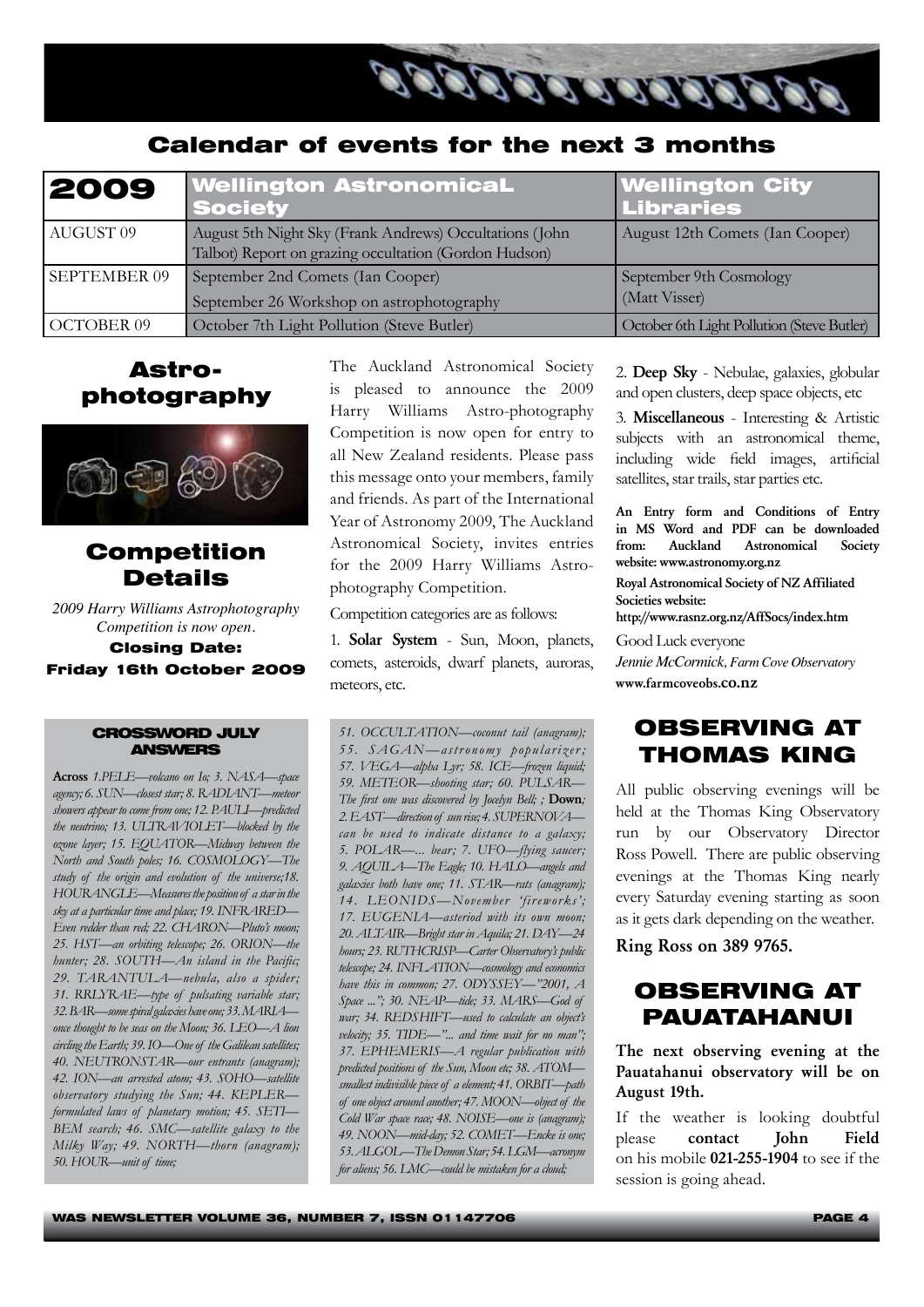## Calendar of events for the next 3 months

| 2009 | Wellington AstronomicaL Society | Wellington City Libraries |
|---|---|---|
| AUGUST 09 | August 5th Night Sky (Frank Andrews) Occultations (John Talbot) Report on grazing occultation (Gordon Hudson) | August 12th Comets (Ian Cooper) |
| SEPTEMBER 09 | September 2nd Comets (Ian Cooper) September 26 Workshop on astrophotography | September 9th Cosmology (Matt Visser) |
| OCTOBER 09 | October 7th Light Pollution (Steve Butler) | October 6th Light Pollution (Steve Butler) |

## Astro-photography

## Competition Details

*2009 Harry Williams Astrophotography Competition is now open.*

**Closing Date: Friday 16th October 2009**

The Auckland Astronomical Society is pleased to announce the 2009 Harry Williams Astro-photography Competition is now open for entry to all New Zealand residents. Please pass this message onto your members, family and friends. As part of the International Year of Astronomy 2009, The Auckland Astronomical Society, invites entries for the 2009 Harry Williams Astro-photography Competition.

Competition categories are as follows:

1. **Solar System** - Sun, Moon, planets, comets, asteroids, dwarf planets, auroras, meteors, etc.

2. **Deep Sky** - Nebulae, galaxies, globular and open clusters, deep space objects, etc

3. **Miscellaneous** - Interesting & Artistic subjects with an astronomical theme, including wide field images, artificial satellites, star trails, star parties etc.

**An Entry form and Conditions of Entry in MS Word and PDF can be downloaded from: Auckland Astronomical Society website: www.astronomy.org.nz**

**Royal Astronomical Society of NZ Affiliated Societies website: http://www.rasnz.org.nz/AffSocs/index.htm**

Good Luck everyone

*Jennie McCormick, Farm Cove Observatory*

**www.farmcoveobs.co.nz**

### CROSSWORD JULY ANSWERS

**Across** *1.PELE—volcano on Io; 3. NASA—space agency; 6. SUN—closest star; 8. RADIANT—meteor showers appear to come from one; 12. PAULI—predicted the neutrino; 13. ULTRAVIOLET—blocked by the ozone layer; 15. EQUATOR—Midway between the North and South poles; 16. COSMOLOGY—The study of the origin and evolution of the universe;18. HOURANGLE—Measures the position of a star in the sky at a particular time and place; 19. INFRARED—Even redder than red; 22. CHARON—Pluto's moon; 25. HST—an orbiting telescope; 26. ORION—the hunter; 28. SOUTH—An island in the Pacific; 29. TARANTULA—nebula, also a spider; 31. RRLYRAE—type of pulsating variable star; 32. BAR—some spiral galaxies have one; 33. MARIA—once thought to be seas on the Moon; 36. LEO—A lion circling the Earth; 39. IO—One of the Galilean satellites; 40. NEUTRONSTAR—our entrants (anagram); 42. ION—an arrested atom; 43. SOHO—satellite observatory studying the Sun; 44. KEPLER—formulated laws of planetary motion; 45. SETI—BEM search; 46. SMC—satellite galaxy to the Milky Way; 49. NORTH—thorn (anagram); 50. HOUR—unit of time;*

*51. OCCULTATION—coconut tail (anagram); 55. SAGAN—astronomy popularizer; 57. VEGA—alpha Lyr; 58. ICE—frozen liquid; 59. METEOR—shooting star; 60. PULSAR—The first one was discovered by Jocelyn Bell; ;* **Down***; 2. EAST—direction of sun rise; 4. SUPERNOVA—can be used to indicate distance to a galaxy; 5. POLAR—... bear; 7. UFO—flying saucer; 9. AQUILA—The Eagle; 10. HALO—angels and galaxies both have one; 11. STAR—rats (anagram); 14. LEONIDS—November 'fireworks'; 17. EUGENIA—asteriod with its own moon; 20. ALTAIR—Bright star in Aquila; 21. DAY—24 hours; 23. RUTHCRISP—Carter Observatory's public telescope; 24. INFLATION—cosmology and economics have this in common; 27. ODYSSEY—"2001, A Space ..."; 30. NEAP—tide; 33. MARS—God of war; 34. REDSHIFT—used to calculate an object's velocity; 35. TIDE—"... and time wait for no man"; 37. EPHEMERIS—A regular publication with predicted positions of the Sun, Moon etc; 38. ATOM—smallest indivisible piece of a element; 41. ORBIT—path of one object around another; 47. MOON—object of the Cold War space race; 48. NOISE—one is (anagram); 49. NOON—mid-day; 52. COMET—Encke is one; 53. ALGOL—The Demon Star; 54. LGM—acronym for aliens; 56. LMC—could be mistaken for a cloud;*

## OBSERVING AT THOMAS KING

All public observing evenings will be held at the Thomas King Observatory run by our Observatory Director Ross Powell. There are public observing evenings at the Thomas King nearly every Saturday evening starting as soon as it gets dark depending on the weather.

**Ring Ross on 389 9765.**

## OBSERVING AT PAUATAHANUI

**The next observing evening at the Pauatahanui observatory will be on August 19th.**

If the weather is looking doubtful please **contact John Field** on his mobile **021-255-1904** to see if the session is going ahead.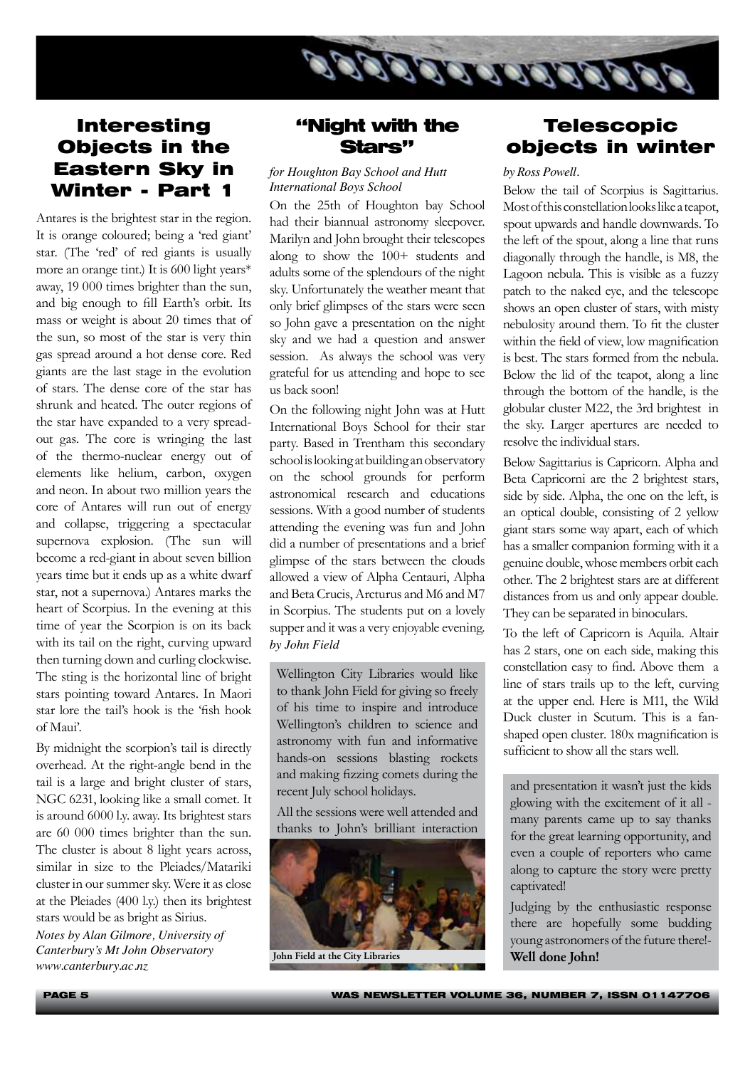## Interesting Objects in the Eastern Sky in Winter - Part 1

Antares is the brightest star in the region. It is orange coloured; being a 'red giant' star. (The 'red' of red giants is usually more an orange tint.) It is 600 light years* away, 19 000 times brighter than the sun, and big enough to fill Earth's orbit. Its mass or weight is about 20 times that of the sun, so most of the star is very thin gas spread around a hot dense core. Red giants are the last stage in the evolution of stars. The dense core of the star has shrunk and heated. The outer regions of the star have expanded to a very spread-out gas. The core is wringing the last of the thermo-nuclear energy out of elements like helium, carbon, oxygen and neon. In about two million years the core of Antares will run out of energy and collapse, triggering a spectacular supernova explosion. (The sun will become a red-giant in about seven billion years time but it ends up as a white dwarf star, not a supernova.) Antares marks the heart of Scorpius. In the evening at this time of year the Scorpion is on its back with its tail on the right, curving upward then turning down and curling clockwise. The sting is the horizontal line of bright stars pointing toward Antares. In Maori star lore the tail's hook is the 'fish hook of Maui'.

By midnight the scorpion's tail is directly overhead. At the right-angle bend in the tail is a large and bright cluster of stars, NGC 6231, looking like a small comet. It is around 6000 l.y. away. Its brightest stars are 60 000 times brighter than the sun. The cluster is about 8 light years across, similar in size to the Pleiades/Matariki cluster in our summer sky. Were it as close at the Pleiades (400 l.y.) then its brightest stars would be as bright as Sirius.

*Notes by Alan Gilmore, University of Canterbury's Mt John Observatory www.canterbury.ac.nz*

## "Night with the Stars"

*for Houghton Bay School and Hutt International Boys School*

On the 25th of Houghton bay School had their biannual astronomy sleepover. Marilyn and John brought their telescopes along to show the 100+ students and adults some of the splendours of the night sky. Unfortunately the weather meant that only brief glimpses of the stars were seen so John gave a presentation on the night sky and we had a question and answer session. As always the school was very grateful for us attending and hope to see us back soon!

On the following night John was at Hutt International Boys School for their star party. Based in Trentham this secondary school is looking at building an observatory on the school grounds for perform astronomical research and educations sessions. With a good number of students attending the evening was fun and John did a number of presentations and a brief glimpse of the stars between the clouds allowed a view of Alpha Centauri, Alpha and Beta Crucis, Arcturus and M6 and M7 in Scorpius. The students put on a lovely supper and it was a very enjoyable evening. *by John Field*

Wellington City Libraries would like to thank John Field for giving so freely of his time to inspire and introduce Wellington's children to science and astronomy with fun and informative hands-on sessions blasting rockets and making fizzing comets during the recent July school holidays.

All the sessions were well attended and thanks to John's brilliant interaction and presentation it wasn't just the kids glowing with the excitement of it all - many parents came up to say thanks for the great learning opportunity, and even a couple of reporters who came along to capture the story were pretty captivated!

Judging by the enthusiastic response there are hopefully some budding young astronomers of the future there!- **Well done John!**

**John Field at the City Libraries**

## Telescopic objects in winter

*by Ross Powell.*

Below the tail of Scorpius is Sagittarius. Most of this constellation looks like a teapot, spout upwards and handle downwards. To the left of the spout, along a line that runs diagonally through the handle, is M8, the Lagoon nebula. This is visible as a fuzzy patch to the naked eye, and the telescope shows an open cluster of stars, with misty nebulosity around them. To fit the cluster within the field of view, low magnification is best. The stars formed from the nebula. Below the lid of the teapot, along a line through the bottom of the handle, is the globular cluster M22, the 3rd brightest in the sky. Larger apertures are needed to resolve the individual stars.

Below Sagittarius is Capricorn. Alpha and Beta Capricorni are the 2 brightest stars, side by side. Alpha, the one on the left, is an optical double, consisting of 2 yellow giant stars some way apart, each of which has a smaller companion forming with it a genuine double, whose members orbit each other. The 2 brightest stars are at different distances from us and only appear double. They can be separated in binoculars.

To the left of Capricorn is Aquila. Altair has 2 stars, one on each side, making this constellation easy to find. Above them a line of stars trails up to the left, curving at the upper end. Here is M11, the Wild Duck cluster in Scutum. This is a fan-shaped open cluster. 180x magnification is sufficient to show all the stars well.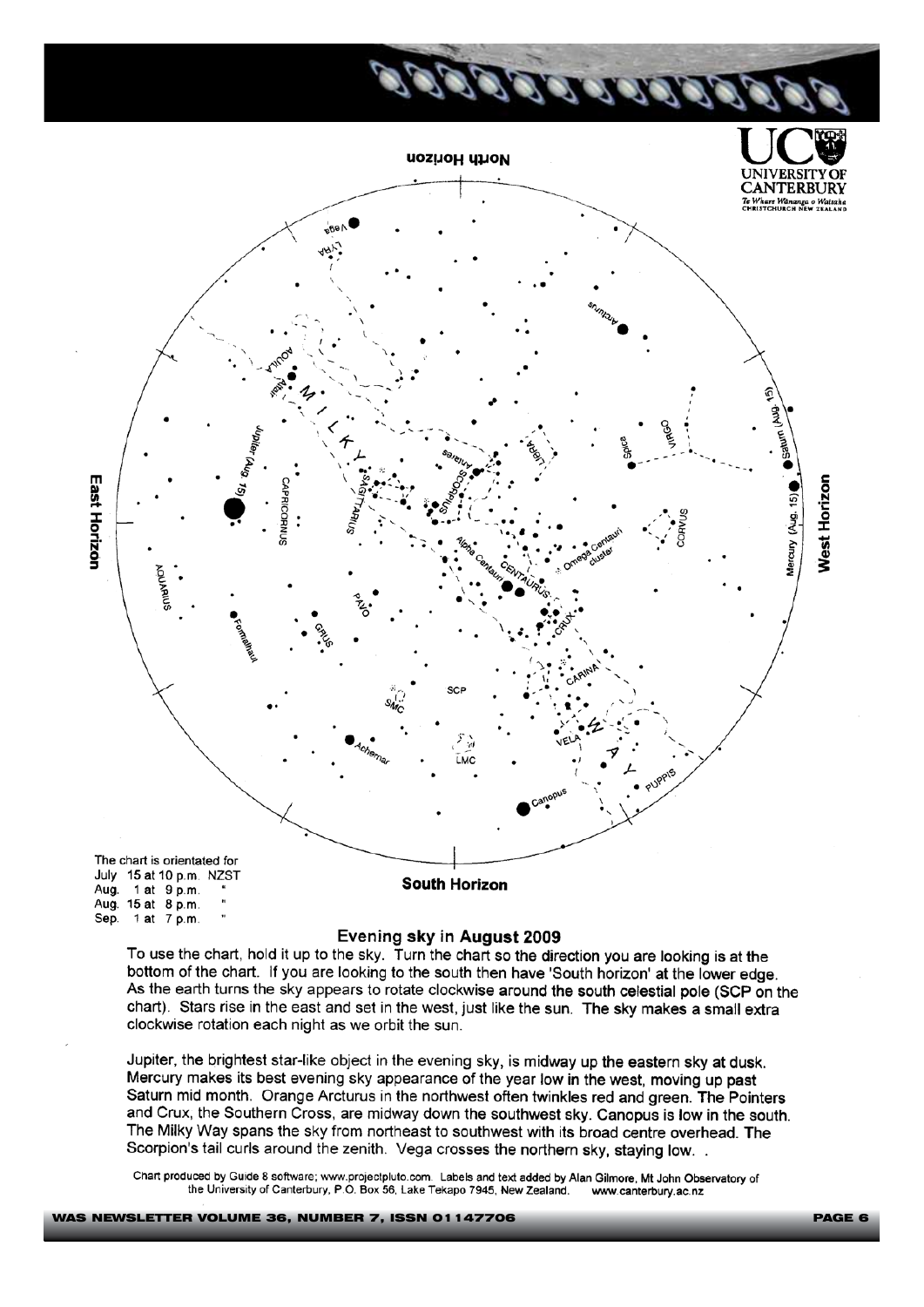The chart is orientated for
July 15 at 10 p.m. NZST
Aug. 1 at 9 p.m. "
Aug. 15 at 8 p.m. "
Sep. 1 at 7 p.m. "

## Evening sky in August 2009

To use the chart, hold it up to the sky. Turn the chart so the direction you are looking is at the bottom of the chart. If you are looking to the south then have 'South horizon' at the lower edge. As the earth turns the sky appears to rotate clockwise around the south celestial pole (SCP on the chart). Stars rise in the east and set in the west, just like the sun. The sky makes a small extra clockwise rotation each night as we orbit the sun.

Jupiter, the brightest star-like object in the evening sky, is midway up the eastern sky at dusk. Mercury makes its best evening sky appearance of the year low in the west, moving up past Saturn mid month. Orange Arcturus in the northwest often twinkles red and green. The Pointers and Crux, the Southern Cross, are midway down the southwest sky. Canopus is low in the south. The Milky Way spans the sky from northeast to southwest with its broad centre overhead. The Scorpion's tail curls around the zenith. Vega crosses the northern sky, staying low. .

Chart produced by Guide 8 software; www.projectpluto.com. Labels and text added by Alan Gilmore, Mt John Observatory of the University of Canterbury, P.O. Box 56, Lake Tekapo 7945, New Zealand. www.canterbury.ac.nz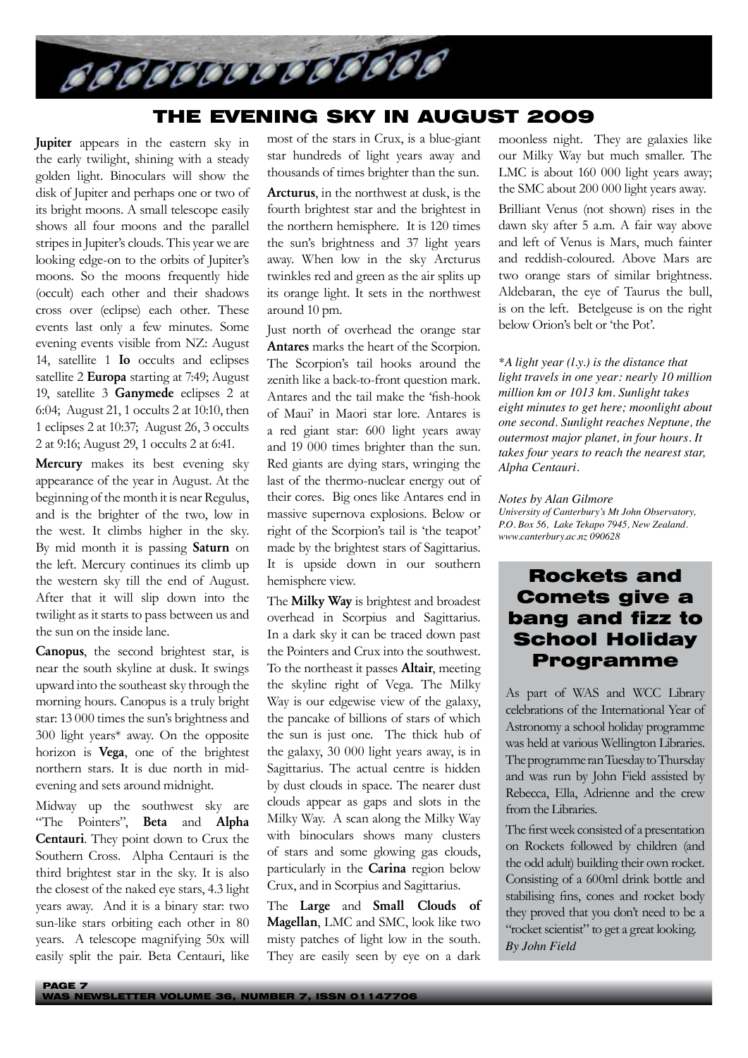# THE EVENING SKY IN AUGUST 2009

**Jupiter** appears in the eastern sky in the early twilight, shining with a steady golden light. Binoculars will show the disk of Jupiter and perhaps one or two of its bright moons. A small telescope easily shows all four moons and the parallel stripes in Jupiter's clouds. This year we are looking edge-on to the orbits of Jupiter's moons. So the moons frequently hide (occult) each other and their shadows cross over (eclipse) each other. These events last only a few minutes. Some evening events visible from NZ: August 14, satellite 1 **Io** occults and eclipses satellite 2 **Europa** starting at 7:49; August 19, satellite 3 **Ganymede** eclipses 2 at 6:04; August 21, 1 occults 2 at 10:10, then 1 eclipses 2 at 10:37; August 26, 3 occults 2 at 9:16; August 29, 1 occults 2 at 6:41.

**Mercury** makes its best evening sky appearance of the year in August. At the beginning of the month it is near Regulus, and is the brighter of the two, low in the west. It climbs higher in the sky. By mid month it is passing **Saturn** on the left. Mercury continues its climb up the western sky till the end of August. After that it will slip down into the twilight as it starts to pass between us and the sun on the inside lane.

**Canopus**, the second brightest star, is near the south skyline at dusk. It swings upward into the southeast sky through the morning hours. Canopus is a truly bright star: 13 000 times the sun's brightness and 300 light years* away. On the opposite horizon is **Vega**, one of the brightest northern stars. It is due north in mid-evening and sets around midnight.

Midway up the southwest sky are "The Pointers", **Beta** and **Alpha Centauri**. They point down to Crux the Southern Cross. Alpha Centauri is the third brightest star in the sky. It is also the closest of the naked eye stars, 4.3 light years away. And it is a binary star: two sun-like stars orbiting each other in 80 years. A telescope magnifying 50x will easily split the pair. Beta Centauri, like most of the stars in Crux, is a blue-giant star hundreds of light years away and thousands of times brighter than the sun.

**Arcturus**, in the northwest at dusk, is the fourth brightest star and the brightest in the northern hemisphere. It is 120 times the sun's brightness and 37 light years away. When low in the sky Arcturus twinkles red and green as the air splits up its orange light. It sets in the northwest around 10 pm.

Just north of overhead the orange star **Antares** marks the heart of the Scorpion. The Scorpion's tail hooks around the zenith like a back-to-front question mark. Antares and the tail make the 'fish-hook of Maui' in Maori star lore. Antares is a red giant star: 600 light years away and 19 000 times brighter than the sun. Red giants are dying stars, wringing the last of the thermo-nuclear energy out of their cores. Big ones like Antares end in massive supernova explosions. Below or right of the Scorpion's tail is 'the teapot' made by the brightest stars of Sagittarius. It is upside down in our southern hemisphere view.

The **Milky Way** is brightest and broadest overhead in Scorpius and Sagittarius. In a dark sky it can be traced down past the Pointers and Crux into the southwest. To the northeast it passes **Altair**, meeting the skyline right of Vega. The Milky Way is our edgewise view of the galaxy, the pancake of billions of stars of which the sun is just one. The thick hub of the galaxy, 30 000 light years away, is in Sagittarius. The actual centre is hidden by dust clouds in space. The nearer dust clouds appear as gaps and slots in the Milky Way. A scan along the Milky Way with binoculars shows many clusters of stars and some glowing gas clouds, particularly in the **Carina** region below Crux, and in Scorpius and Sagittarius.

The **Large** and **Small Clouds of Magellan**, LMC and SMC, look like two misty patches of light low in the south. They are easily seen by eye on a dark moonless night. They are galaxies like our Milky Way but much smaller. The LMC is about 160 000 light years away; the SMC about 200 000 light years away.

Brilliant Venus (not shown) rises in the dawn sky after 5 a.m. A fair way above and left of Venus is Mars, much fainter and reddish-coloured. Above Mars are two orange stars of similar brightness. Aldebaran, the eye of Taurus the bull, is on the left. Betelgeuse is on the right below Orion's belt or 'the Pot'.

*\*A light year (l.y.) is the distance that light travels in one year: nearly 10 million million km or 1013 km. Sunlight takes eight minutes to get here; moonlight about one second. Sunlight reaches Neptune, the outermost major planet, in four hours. It takes four years to reach the nearest star, Alpha Centauri.*

*Notes by Alan Gilmore*
*University of Canterbury's Mt John Observatory, P.O. Box 56, Lake Tekapo 7945, New Zealand. www.canterbury.ac.nz 090628*

## Rockets and Comets give a bang and fizz to School Holiday Programme

As part of WAS and WCC Library celebrations of the International Year of Astronomy a school holiday programme was held at various Wellington Libraries. The programme ran Tuesday to Thursday and was run by John Field assisted by Rebecca, Ella, Adrienne and the crew from the Libraries.

The first week consisted of a presentation on Rockets followed by children (and the odd adult) building their own rocket. Consisting of a 600ml drink bottle and stabilising fins, cones and rocket body they proved that you don't need to be a "rocket scientist" to get a great looking.
*By John Field*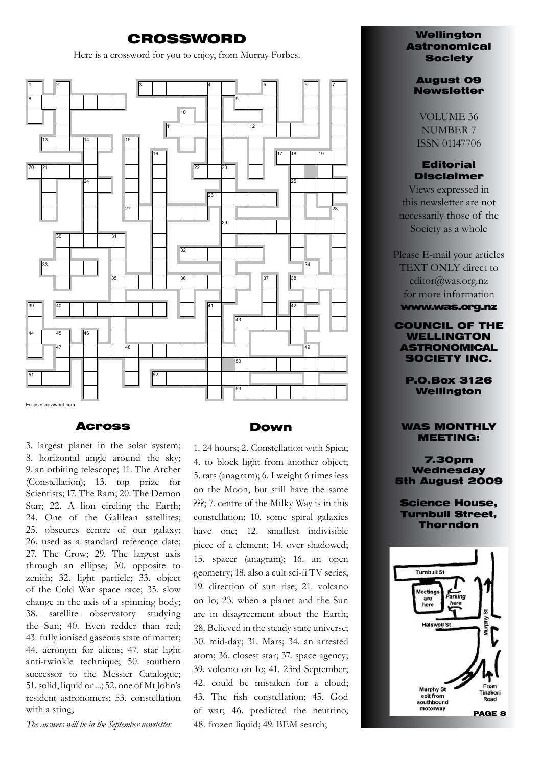# CROSSWORD

Here is a crossword for you to enjoy, from Murray Forbes.

EclipseCrossword.com

## Across

3. largest planet in the solar system; 8. horizontal angle around the sky; 9. an orbiting telescope; 11. The Archer (Constellation); 13. top prize for Scientists; 17. The Ram; 20. The Demon Star; 22. A lion circling the Earth; 24. One of the Galilean satellites; 25. obscures centre of our galaxy; 26. used as a standard reference date; 27. The Crow; 29. The largest axis through an ellipse; 30. opposite to zenith; 32. light particle; 33. object of the Cold War space race; 35. slow change in the axis of a spinning body; 38. satellite observatory studying the Sun; 40. Even redder than red; 43. fully ionised gaseous state of matter; 44. acronym for aliens; 47. star light anti-twinkle technique; 50. southern successor to the Messier Catalogue; 51. solid, liquid or ...; 52. one of Mt John's resident astronomers; 53. constellation with a sting;

*The answers will be in the September newsletter.*

## Down

1. 24 hours; 2. Constellation with Spica; 4. to block light from another object; 5. rats (anagram); 6. I weight 6 times less on the Moon, but still have the same ???; 7. centre of the Milky Way is in this constellation; 10. some spiral galaxies have one; 12. smallest indivisible piece of a element; 14. over shadowed; 15. spacer (anagram); 16. an open geometry; 18. also a cult sci-fi TV series; 19. direction of sun rise; 21. volcano on Io; 23. when a planet and the Sun are in disagreement about the Earth; 28. Believed in the steady state universe; 30. mid-day; 31. Mars; 34. an arrested atom; 36. closest star; 37. space agency; 39. volcano on Io; 41. 23rd September; 42. could be mistaken for a cloud; 43. The fish constellation; 45. God of war; 46. predicted the neutrino; 48. frozen liquid; 49. BEM search;

**Wellington Astronomical Society**

**August 09 Newsletter**

VOLUME 36
NUMBER 7
ISSN 01147706

**Editorial Disclaimer**

Views expressed in this newsletter are not necessarily those of the Society as a whole

Please E-mail your articles TEXT ONLY direct to editor@was.org.nz for more information

**www.was.org.nz**

**COUNCIL OF THE WELLINGTON ASTRONOMICAL SOCIETY INC.**

**P.O.Box 3126 Wellington**

**WAS MONTHLY MEETING:**

**7.30pm Wednesday 5th August 2009**

**Science House, Turnbull Street, Thorndon**

Turnbull St
Meetings are here
Parking here
Halswell St
Murphy St
Murphy St exit from southbound motorway
From Tinakori Road